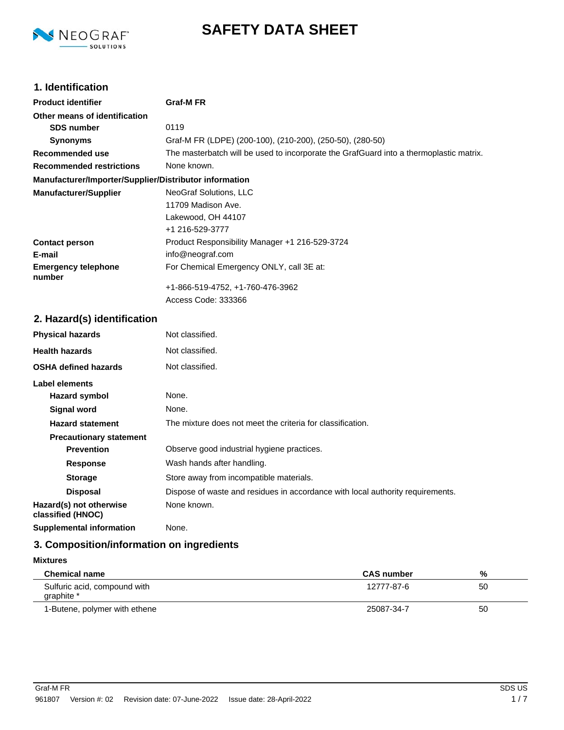# SAFETY DATA SHEET

## 1. Identification

| | |
|---|---|
| **Product identifier** | **Graf-M FR** |
| **Other means of identification** | |
| **SDS number** | 0119 |
| **Synonyms** | Graf-M FR (LDPE) (200-100), (210-200), (250-50), (280-50) |
| **Recommended use** | The masterbatch will be used to incorporate the GrafGuard into a thermoplastic matrix. |
| **Recommended restrictions** | None known. |

**Manufacturer/Importer/Supplier/Distributor information**

| | |
|---|---|
| **Manufacturer/Supplier** | NeoGraf Solutions, LLC<br>11709 Madison Ave.<br>Lakewood, OH 44107<br>+1 216-529-3777 |
| **Contact person** | Product Responsibility Manager +1 216-529-3724 |
| **E-mail** | info@neograf.com |
| **Emergency telephone number** | For Chemical Emergency ONLY, call 3E at:<br>+1-866-519-4752, +1-760-476-3962<br>Access Code: 333366 |

## 2. Hazard(s) identification

| | |
|---|---|
| **Physical hazards** | Not classified. |
| **Health hazards** | Not classified. |
| **OSHA defined hazards** | Not classified. |

**Label elements**

| | |
|---|---|
| **Hazard symbol** | None. |
| **Signal word** | None. |
| **Hazard statement** | The mixture does not meet the criteria for classification. |
| **Precautionary statement** | |
| **Prevention** | Observe good industrial hygiene practices. |
| **Response** | Wash hands after handling. |
| **Storage** | Store away from incompatible materials. |
| **Disposal** | Dispose of waste and residues in accordance with local authority requirements. |
| **Hazard(s) not otherwise classified (HNOC)** | None known. |
| **Supplemental information** | None. |

## 3. Composition/information on ingredients

**Mixtures**

| Chemical name | CAS number | % |
|---|---|---|
| Sulfuric acid, compound with graphite * | 12777-87-6 | 50 |
| 1-Butene, polymer with ethene | 25087-34-7 | 50 |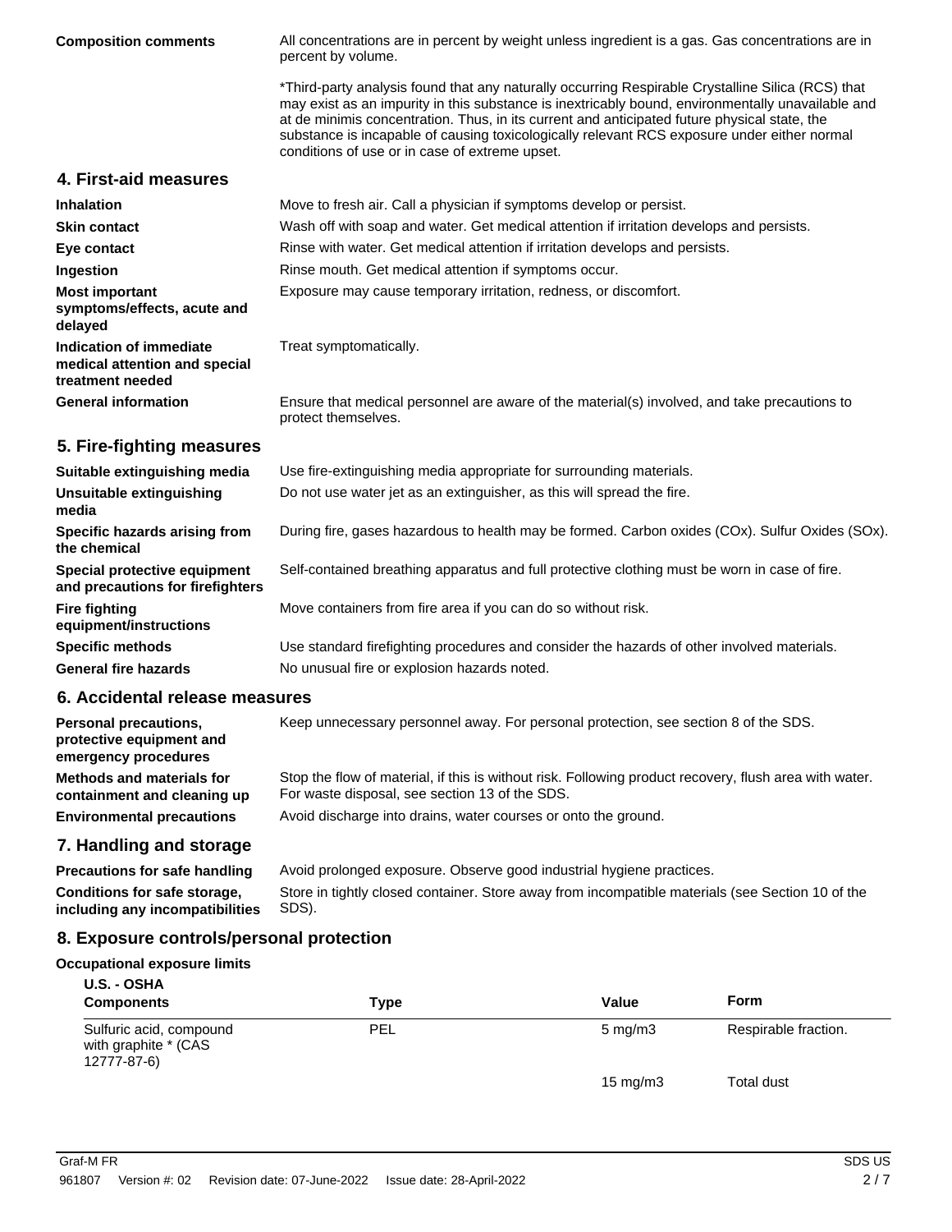**Composition comments**

All concentrations are in percent by weight unless ingredient is a gas. Gas concentrations are in percent by volume.

*Third-party analysis found that any naturally occurring Respirable Crystalline Silica (RCS) that may exist as an impurity in this substance is inextricably bound, environmentally unavailable and at de minimis concentration. Thus, in its current and anticipated future physical state, the substance is incapable of causing toxicologically relevant RCS exposure under either normal conditions of use or in case of extreme upset.

## 4. First-aid measures

**Inhalation**
Move to fresh air. Call a physician if symptoms develop or persist.

**Skin contact**
Wash off with soap and water. Get medical attention if irritation develops and persists.

**Eye contact**
Rinse with water. Get medical attention if irritation develops and persists.

**Ingestion**
Rinse mouth. Get medical attention if symptoms occur.

**Most important symptoms/effects, acute and delayed**
Exposure may cause temporary irritation, redness, or discomfort.

**Indication of immediate medical attention and special treatment needed**
Treat symptomatically.

**General information**
Ensure that medical personnel are aware of the material(s) involved, and take precautions to protect themselves.

## 5. Fire-fighting measures

**Suitable extinguishing media**
Use fire-extinguishing media appropriate for surrounding materials.

**Unsuitable extinguishing media**
Do not use water jet as an extinguisher, as this will spread the fire.

**Specific hazards arising from the chemical**
During fire, gases hazardous to health may be formed. Carbon oxides (COx). Sulfur Oxides (SOx).

**Special protective equipment and precautions for firefighters**
Self-contained breathing apparatus and full protective clothing must be worn in case of fire.

**Fire fighting equipment/instructions**
Move containers from fire area if you can do so without risk.

**Specific methods**
Use standard firefighting procedures and consider the hazards of other involved materials.

**General fire hazards**
No unusual fire or explosion hazards noted.

## 6. Accidental release measures

**Personal precautions, protective equipment and emergency procedures**
Keep unnecessary personnel away. For personal protection, see section 8 of the SDS.

**Methods and materials for containment and cleaning up**
Stop the flow of material, if this is without risk. Following product recovery, flush area with water. For waste disposal, see section 13 of the SDS.

**Environmental precautions**
Avoid discharge into drains, water courses or onto the ground.

## 7. Handling and storage

**Precautions for safe handling**
Avoid prolonged exposure. Observe good industrial hygiene practices.

**Conditions for safe storage, including any incompatibilities**
Store in tightly closed container. Store away from incompatible materials (see Section 10 of the SDS).

## 8. Exposure controls/personal protection

**Occupational exposure limits**

**U.S. - OSHA**

| Components | Type | Value | Form |
|---|---|---|---|
| Sulfuric acid, compound with graphite * (CAS 12777-87-6) | PEL | 5 mg/m3 | Respirable fraction. |
| | | 15 mg/m3 | Total dust |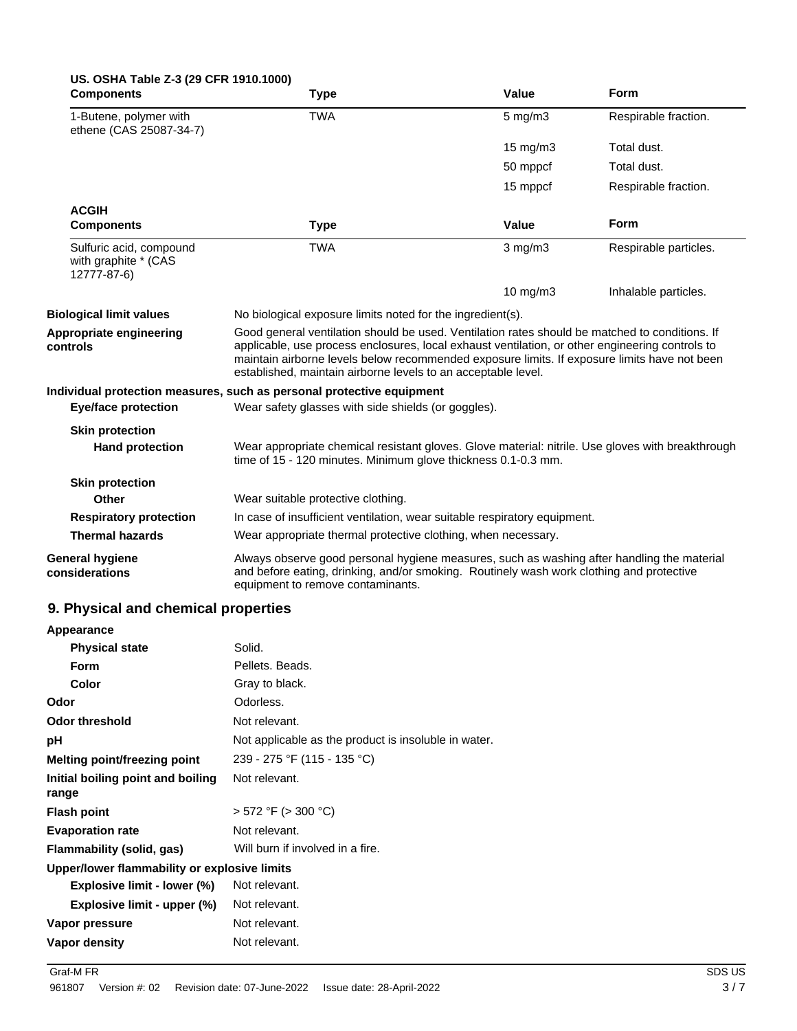**US. OSHA Table Z-3 (29 CFR 1910.1000)**

| Components | Type | Value | Form |
|---|---|---|---|
| 1-Butene, polymer with ethene (CAS 25087-34-7) | TWA | 5 mg/m3 | Respirable fraction. |
| | | 15 mg/m3 | Total dust. |
| | | 50 mppcf | Total dust. |
| | | 15 mppcf | Respirable fraction. |

**ACGIH**

| Components | Type | Value | Form |
|---|---|---|---|
| Sulfuric acid, compound with graphite * (CAS 12777-87-6) | TWA | 3 mg/m3 | Respirable particles. |
| | | 10 mg/m3 | Inhalable particles. |

**Biological limit values**
No biological exposure limits noted for the ingredient(s).

**Appropriate engineering controls**
Good general ventilation should be used. Ventilation rates should be matched to conditions. If applicable, use process enclosures, local exhaust ventilation, or other engineering controls to maintain airborne levels below recommended exposure limits. If exposure limits have not been established, maintain airborne levels to an acceptable level.

**Individual protection measures, such as personal protective equipment**

**Eye/face protection**
Wear safety glasses with side shields (or goggles).

**Skin protection**

**Hand protection**
Wear appropriate chemical resistant gloves. Glove material: nitrile. Use gloves with breakthrough time of 15 - 120 minutes. Minimum glove thickness 0.1-0.3 mm.

**Skin protection**

**Other**
Wear suitable protective clothing.

**Respiratory protection**
In case of insufficient ventilation, wear suitable respiratory equipment.

**Thermal hazards**
Wear appropriate thermal protective clothing, when necessary.

**General hygiene considerations**
Always observe good personal hygiene measures, such as washing after handling the material and before eating, drinking, and/or smoking. Routinely wash work clothing and protective equipment to remove contaminants.

## 9. Physical and chemical properties

**Appearance**

| | |
|---|---|
| **Physical state** | Solid. |
| **Form** | Pellets. Beads. |
| **Color** | Gray to black. |
| **Odor** | Odorless. |
| **Odor threshold** | Not relevant. |
| **pH** | Not applicable as the product is insoluble in water. |
| **Melting point/freezing point** | 239 - 275 °F (115 - 135 °C) |
| **Initial boiling point and boiling range** | Not relevant. |
| **Flash point** | > 572 °F (> 300 °C) |
| **Evaporation rate** | Not relevant. |
| **Flammability (solid, gas)** | Will burn if involved in a fire. |

**Upper/lower flammability or explosive limits**

| | |
|---|---|
| **Explosive limit - lower (%)** | Not relevant. |
| **Explosive limit - upper (%)** | Not relevant. |
| **Vapor pressure** | Not relevant. |
| **Vapor density** | Not relevant. |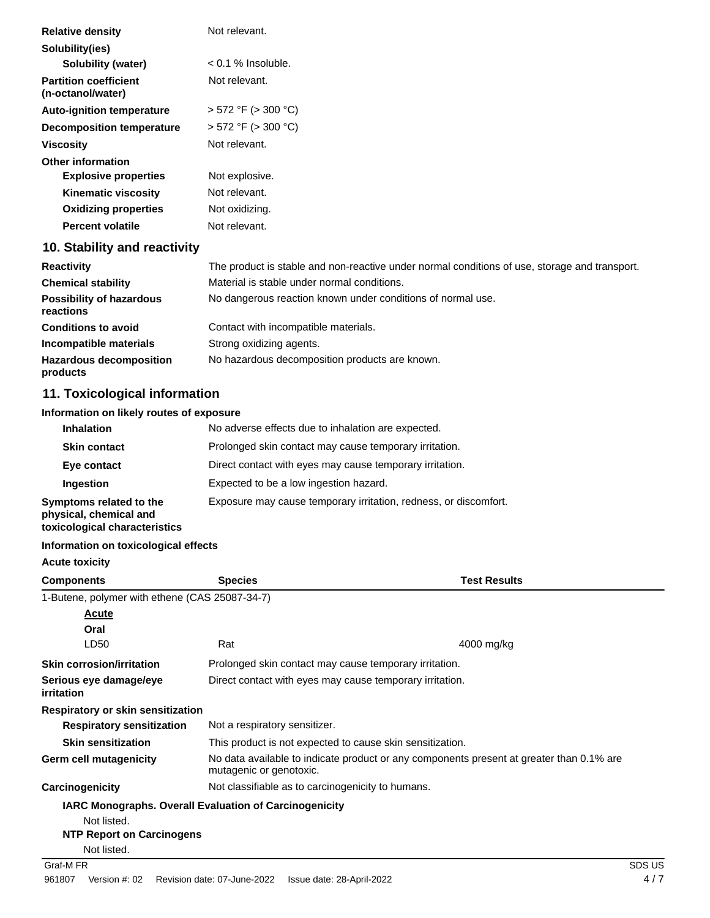| | |
|---|---|
| **Relative density** | Not relevant. |
| **Solubility(ies)** | |
| **Solubility (water)** | < 0.1 % Insoluble. |
| **Partition coefficient (n-octanol/water)** | Not relevant. |
| **Auto-ignition temperature** | > 572 °F (> 300 °C) |
| **Decomposition temperature** | > 572 °F (> 300 °C) |
| **Viscosity** | Not relevant. |
| **Other information** | |
| **Explosive properties** | Not explosive. |
| **Kinematic viscosity** | Not relevant. |
| **Oxidizing properties** | Not oxidizing. |
| **Percent volatile** | Not relevant. |

## 10. Stability and reactivity

| | |
|---|---|
| **Reactivity** | The product is stable and non-reactive under normal conditions of use, storage and transport. |
| **Chemical stability** | Material is stable under normal conditions. |
| **Possibility of hazardous reactions** | No dangerous reaction known under conditions of normal use. |
| **Conditions to avoid** | Contact with incompatible materials. |
| **Incompatible materials** | Strong oxidizing agents. |
| **Hazardous decomposition products** | No hazardous decomposition products are known. |

## 11. Toxicological information

**Information on likely routes of exposure**

| | |
|---|---|
| **Inhalation** | No adverse effects due to inhalation are expected. |
| **Skin contact** | Prolonged skin contact may cause temporary irritation. |
| **Eye contact** | Direct contact with eyes may cause temporary irritation. |
| **Ingestion** | Expected to be a low ingestion hazard. |
| **Symptoms related to the physical, chemical and toxicological characteristics** | Exposure may cause temporary irritation, redness, or discomfort. |

**Information on toxicological effects**

**Acute toxicity**

| Components | Species | Test Results |
|---|---|---|
| 1-Butene, polymer with ethene (CAS 25087-34-7) | | |
| Acute | | |
| Oral | | |
| LD50 | Rat | 4000 mg/kg |

| | |
|---|---|
| **Skin corrosion/irritation** | Prolonged skin contact may cause temporary irritation. |
| **Serious eye damage/eye irritation** | Direct contact with eyes may cause temporary irritation. |
| **Respiratory or skin sensitization** | |
| **Respiratory sensitization** | Not a respiratory sensitizer. |
| **Skin sensitization** | This product is not expected to cause skin sensitization. |
| **Germ cell mutagenicity** | No data available to indicate product or any components present at greater than 0.1% are mutagenic or genotoxic. |
| **Carcinogenicity** | Not classifiable as to carcinogenicity to humans. |

**IARC Monographs. Overall Evaluation of Carcinogenicity**

Not listed.

**NTP Report on Carcinogens**

Not listed.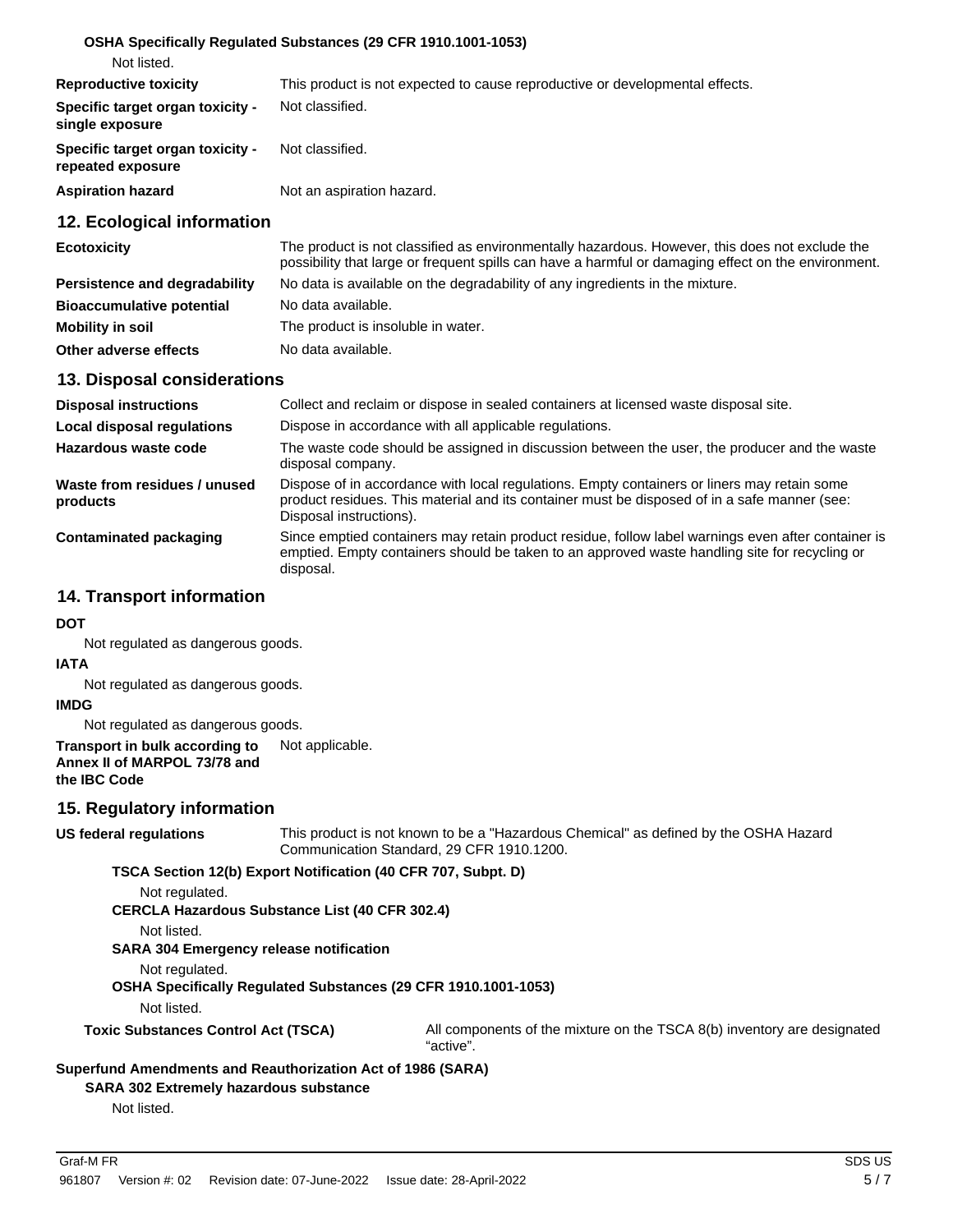**OSHA Specifically Regulated Substances (29 CFR 1910.1001-1053)**

Not listed.

| | |
|---|---|
| **Reproductive toxicity** | This product is not expected to cause reproductive or developmental effects. |
| **Specific target organ toxicity - single exposure** | Not classified. |
| **Specific target organ toxicity - repeated exposure** | Not classified. |
| **Aspiration hazard** | Not an aspiration hazard. |

## 12. Ecological information

| | |
|---|---|
| **Ecotoxicity** | The product is not classified as environmentally hazardous. However, this does not exclude the possibility that large or frequent spills can have a harmful or damaging effect on the environment. |
| **Persistence and degradability** | No data is available on the degradability of any ingredients in the mixture. |
| **Bioaccumulative potential** | No data available. |
| **Mobility in soil** | The product is insoluble in water. |
| **Other adverse effects** | No data available. |

## 13. Disposal considerations

| | |
|---|---|
| **Disposal instructions** | Collect and reclaim or dispose in sealed containers at licensed waste disposal site. |
| **Local disposal regulations** | Dispose in accordance with all applicable regulations. |
| **Hazardous waste code** | The waste code should be assigned in discussion between the user, the producer and the waste disposal company. |
| **Waste from residues / unused products** | Dispose of in accordance with local regulations. Empty containers or liners may retain some product residues. This material and its container must be disposed of in a safe manner (see: Disposal instructions). |
| **Contaminated packaging** | Since emptied containers may retain product residue, follow label warnings even after container is emptied. Empty containers should be taken to an approved waste handling site for recycling or disposal. |

## 14. Transport information

**DOT**

Not regulated as dangerous goods.

**IATA**

Not regulated as dangerous goods.

**IMDG**

Not regulated as dangerous goods.

**Transport in bulk according to Annex II of MARPOL 73/78 and the IBC Code** Not applicable.

## 15. Regulatory information

**US federal regulations** This product is not known to be a "Hazardous Chemical" as defined by the OSHA Hazard Communication Standard, 29 CFR 1910.1200.

**TSCA Section 12(b) Export Notification (40 CFR 707, Subpt. D)**

Not regulated.

**CERCLA Hazardous Substance List (40 CFR 302.4)**

Not listed.

**SARA 304 Emergency release notification**

Not regulated.

**OSHA Specifically Regulated Substances (29 CFR 1910.1001-1053)**

Not listed.

**Toxic Substances Control Act (TSCA)** All components of the mixture on the TSCA 8(b) inventory are designated “active”.

**Superfund Amendments and Reauthorization Act of 1986 (SARA)**

**SARA 302 Extremely hazardous substance**

Not listed.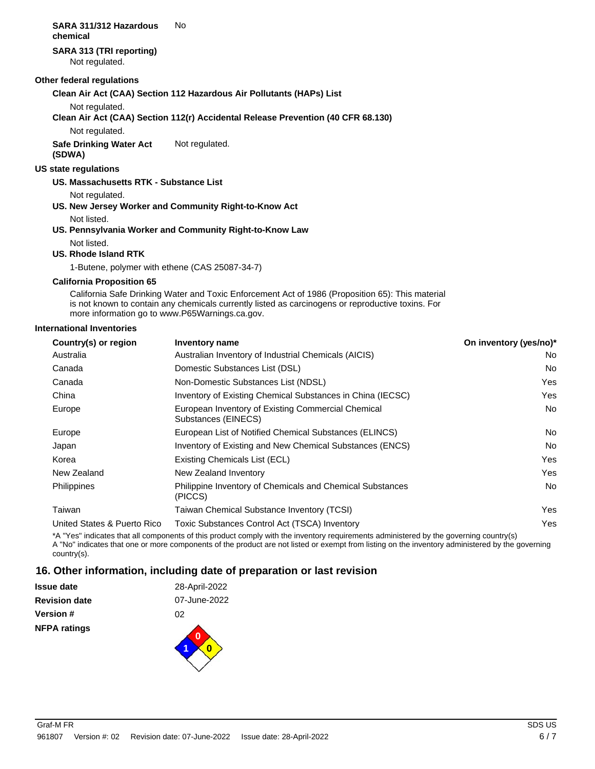**SARA 311/312 Hazardous chemical** No

**SARA 313 (TRI reporting)**

Not regulated.

**Other federal regulations**

**Clean Air Act (CAA) Section 112 Hazardous Air Pollutants (HAPs) List**

Not regulated.

**Clean Air Act (CAA) Section 112(r) Accidental Release Prevention (40 CFR 68.130)**

Not regulated.

**Safe Drinking Water Act (SDWA)** Not regulated.

**US state regulations**

**US. Massachusetts RTK - Substance List**

Not regulated.

**US. New Jersey Worker and Community Right-to-Know Act**

Not listed.

**US. Pennsylvania Worker and Community Right-to-Know Law**

Not listed.

**US. Rhode Island RTK**

1-Butene, polymer with ethene (CAS 25087-34-7)

**California Proposition 65**

California Safe Drinking Water and Toxic Enforcement Act of 1986 (Proposition 65): This material is not known to contain any chemicals currently listed as carcinogens or reproductive toxins. For more information go to www.P65Warnings.ca.gov.

**International Inventories**

| Country(s) or region | Inventory name | On inventory (yes/no)* |
|---|---|---|
| Australia | Australian Inventory of Industrial Chemicals (AICIS) | No |
| Canada | Domestic Substances List (DSL) | No |
| Canada | Non-Domestic Substances List (NDSL) | Yes |
| China | Inventory of Existing Chemical Substances in China (IECSC) | Yes |
| Europe | European Inventory of Existing Commercial Chemical Substances (EINECS) | No |
| Europe | European List of Notified Chemical Substances (ELINCS) | No |
| Japan | Inventory of Existing and New Chemical Substances (ENCS) | No |
| Korea | Existing Chemicals List (ECL) | Yes |
| New Zealand | New Zealand Inventory | Yes |
| Philippines | Philippine Inventory of Chemicals and Chemical Substances (PICCS) | No |
| Taiwan | Taiwan Chemical Substance Inventory (TCSI) | Yes |
| United States & Puerto Rico | Toxic Substances Control Act (TSCA) Inventory | Yes |

*A "Yes" indicates that all components of this product comply with the inventory requirements administered by the governing country(s)
A "No" indicates that one or more components of the product are not listed or exempt from listing on the inventory administered by the governing country(s).

## 16. Other information, including date of preparation or last revision

**Issue date** 28-April-2022

**Revision date** 07-June-2022

**Version #** 02

**NFPA ratings**

Health: 1, Flammability: 0, Instability: 0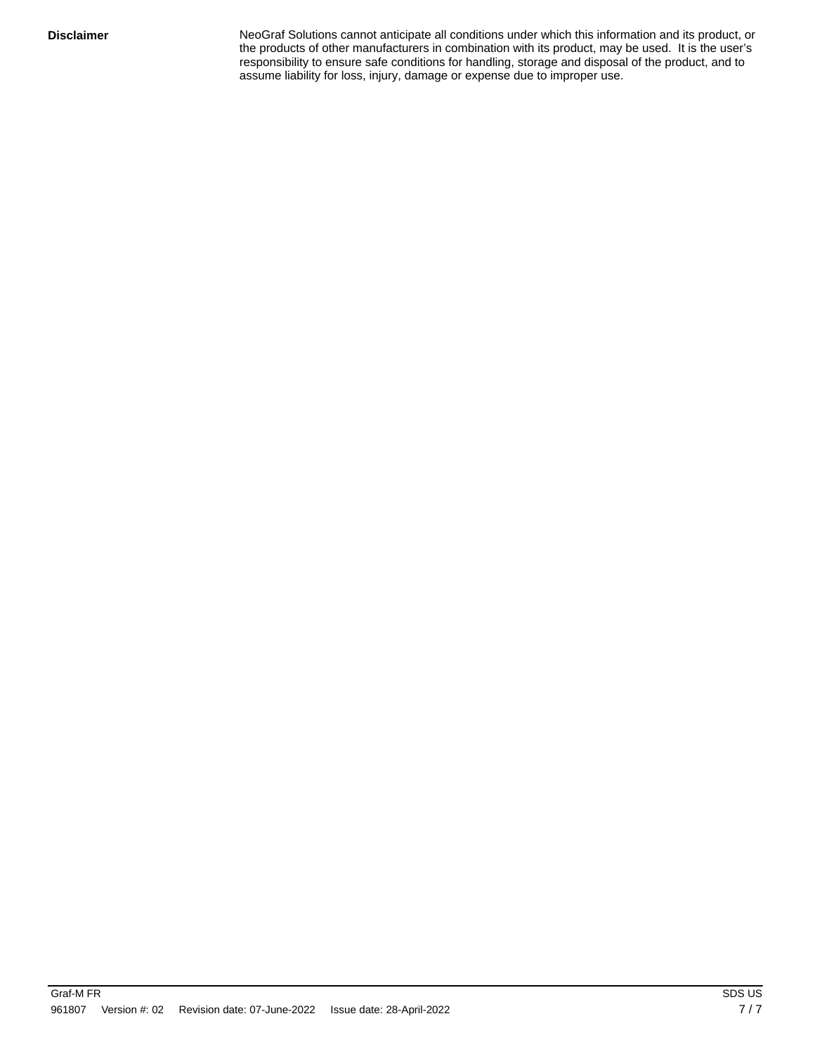**Disclaimer**

NeoGraf Solutions cannot anticipate all conditions under which this information and its product, or the products of other manufacturers in combination with its product, may be used. It is the user's responsibility to ensure safe conditions for handling, storage and disposal of the product, and to assume liability for loss, injury, damage or expense due to improper use.